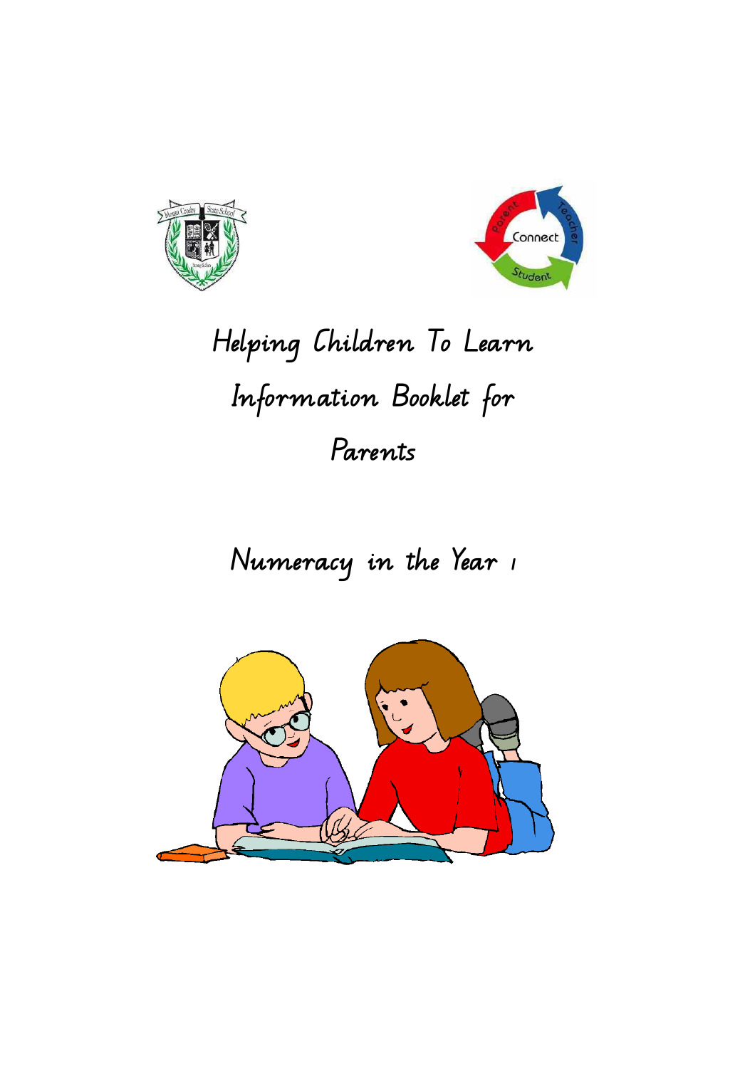# Helping Children To Learn

# Information Booklet for Parents

## Numeracy in the Year 1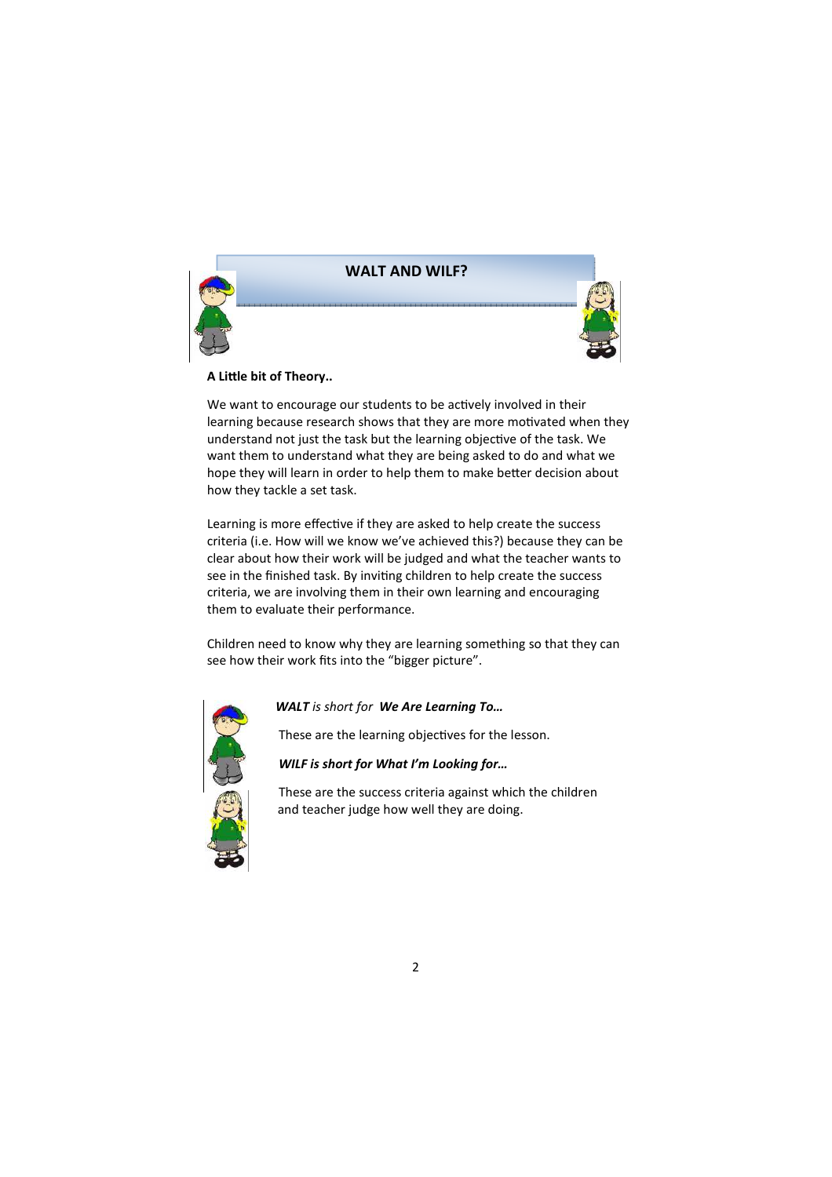# WALT AND WILF?

**A Little bit of Theory..**

We want to encourage our students to be actively involved in their learning because research shows that they are more motivated when they understand not just the task but the learning objective of the task. We want them to understand what they are being asked to do and what we hope they will learn in order to help them to make better decision about how they tackle a set task.

Learning is more effective if they are asked to help create the success criteria (i.e. How will we know we've achieved this?) because they can be clear about how their work will be judged and what the teacher wants to see in the finished task. By inviting children to help create the success criteria, we are involving them in their own learning and encouraging them to evaluate their performance.

Children need to know why they are learning something so that they can see how their work fits into the "bigger picture".

***WALT*** *is short for* ***We Are Learning To…***

These are the learning objectives for the lesson.

***WILF is short for What I'm Looking for…***

These are the success criteria against which the children and teacher judge how well they are doing.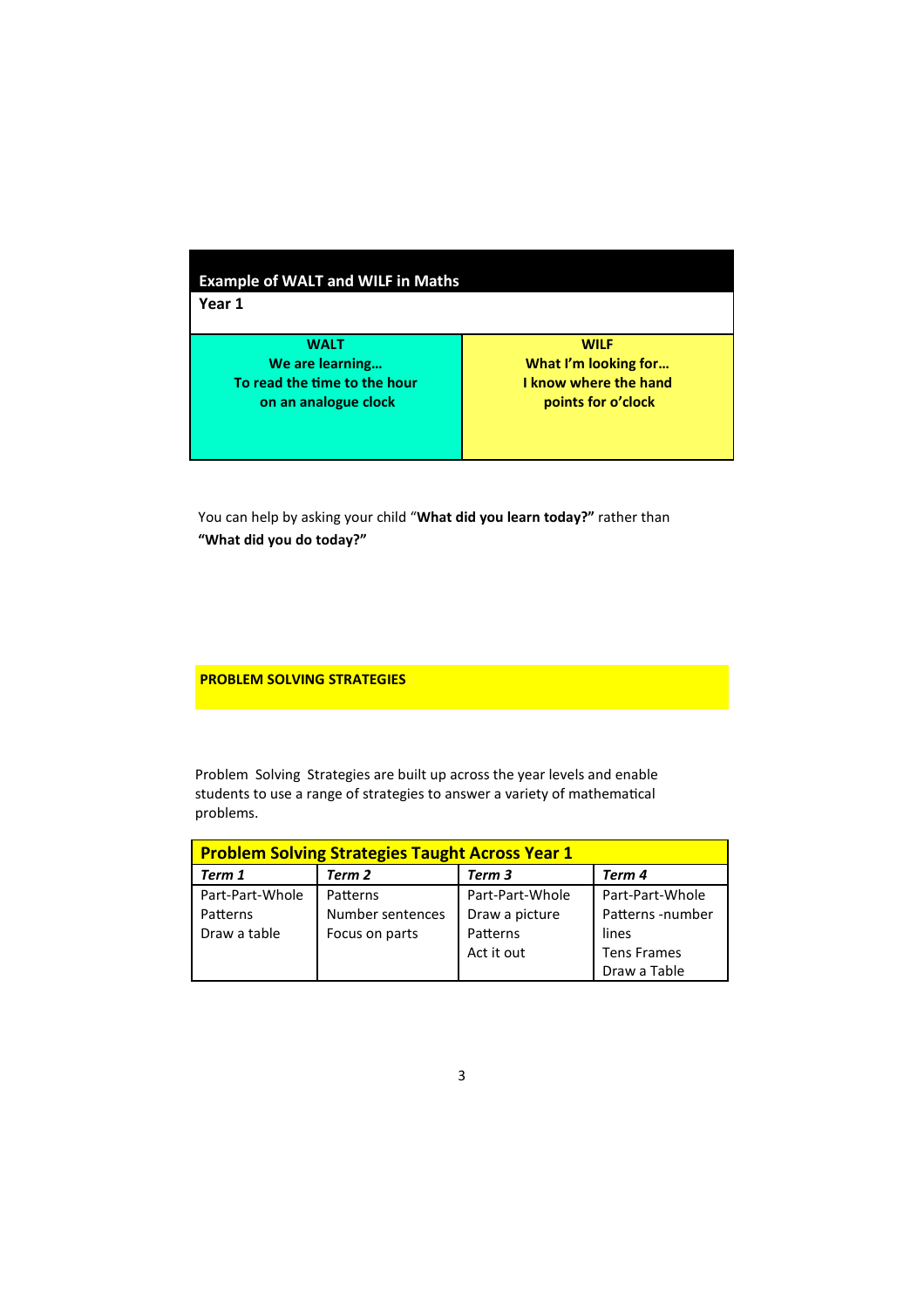## Example of WALT and WILF in Maths

**Year 1**

| WALT | WILF |
|---|---|
| **We are learning… To read the time to the hour on an analogue clock** | **What I'm looking for… I know where the hand points for o'clock** |

You can help by asking your child "**What did you learn today?"** rather than **"What did you do today?"**

## PROBLEM SOLVING STRATEGIES

Problem Solving Strategies are built up across the year levels and enable students to use a range of strategies to answer a variety of mathematical problems.

**Problem Solving Strategies Taught Across Year 1**

| *Term 1* | *Term 2* | *Term 3* | *Term 4* |
|---|---|---|---|
| Part-Part-Whole<br>Patterns<br>Draw a table | Patterns<br>Number sentences<br>Focus on parts | Part-Part-Whole<br>Draw a picture<br>Patterns<br>Act it out | Part-Part-Whole<br>Patterns -number lines<br>Tens Frames<br>Draw a Table |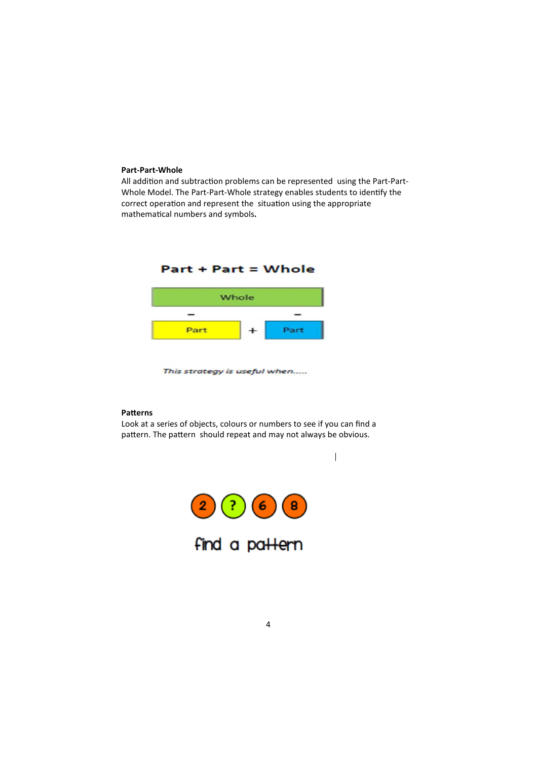**Part-Part-Whole**

All addition and subtraction problems can be represented using the Part-Part-Whole Model. The Part-Part-Whole strategy enables students to identify the correct operation and represent the situation using the appropriate mathematical numbers and symbols.

Part + Part = Whole

| Whole | | |
|---|---|---|
| Part | + | Part |

*This strategy is useful when.....*

**Patterns**

Look at a series of objects, colours or numbers to see if you can find a pattern. The pattern should repeat and may not always be obvious.

2 ? 6 8

find a pattern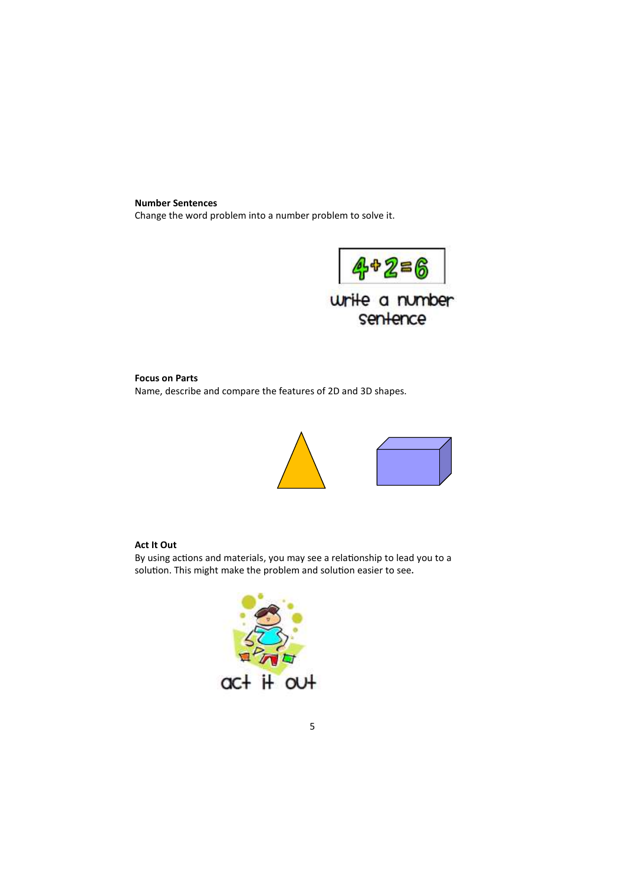**Number Sentences**

Change the word problem into a number problem to solve it.

**Focus on Parts**

Name, describe and compare the features of 2D and 3D shapes.

**Act It Out**

By using actions and materials, you may see a relationship to lead you to a solution. This might make the problem and solution easier to see.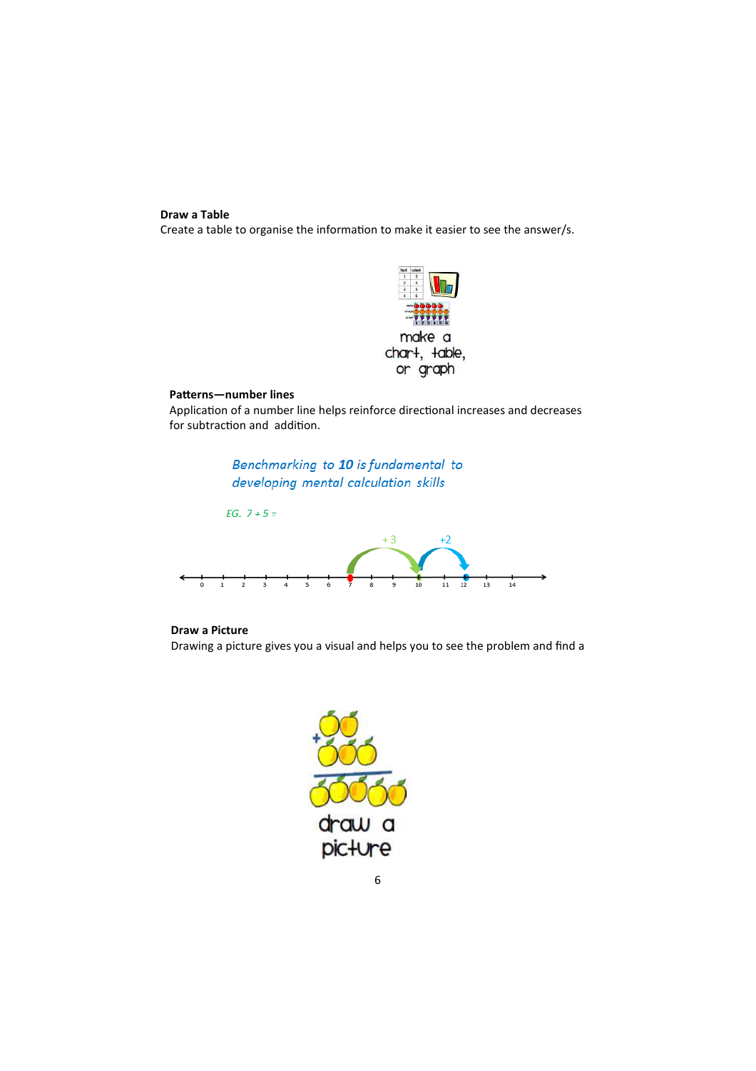**Draw a Table**

Create a table to organise the information to make it easier to see the answer/s.

make a chart, table, or graph

**Patterns—number lines**

Application of a number line helps reinforce directional increases and decreases for subtraction and addition.

*Benchmarking to **10** is fundamental to developing mental calculation skills*

*EG. 7 + 5 =*

+3 +2

0 1 2 3 4 5 6 7 8 9 10 11 12 13 14

**Draw a Picture**

Drawing a picture gives you a visual and helps you to see the problem and find a

draw a picture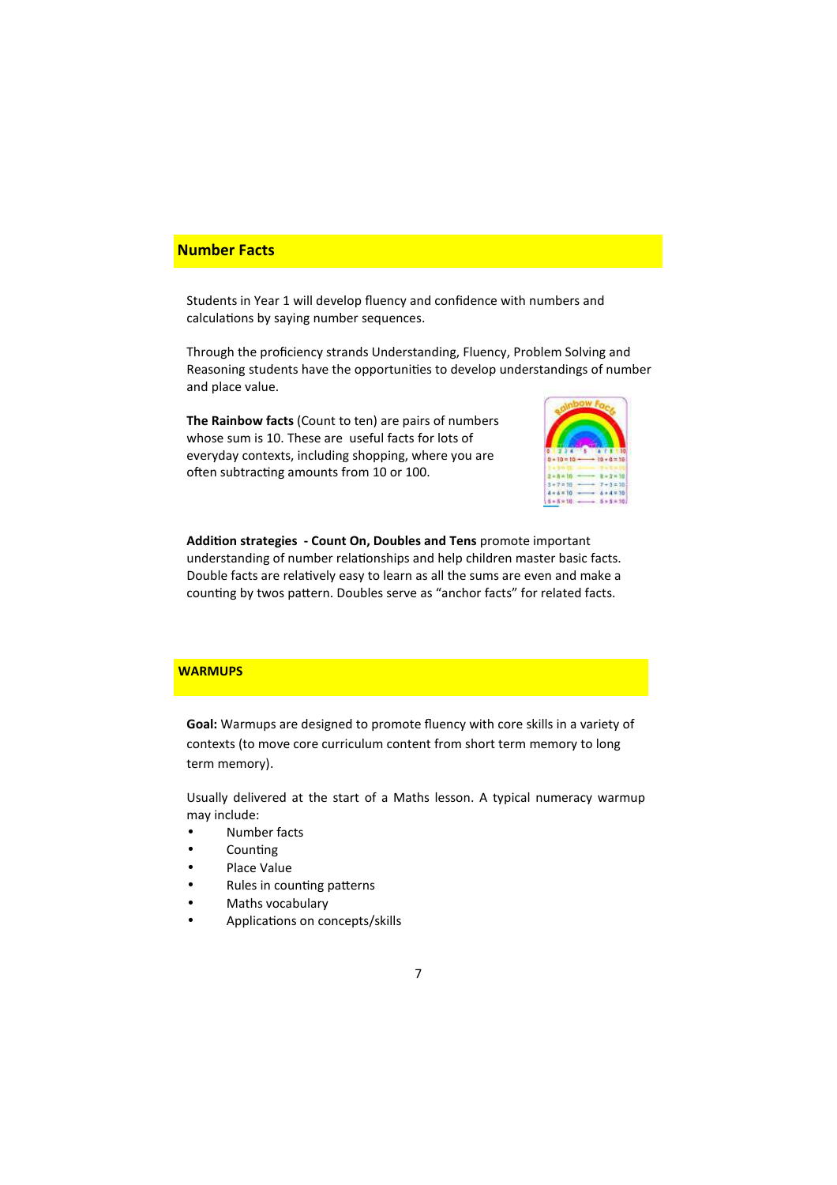## Number Facts

Students in Year 1 will develop fluency and confidence with numbers and calculations by saying number sequences.

Through the proficiency strands Understanding, Fluency, Problem Solving and Reasoning students have the opportunities to develop understandings of number and place value.

**The Rainbow facts** (Count to ten) are pairs of numbers whose sum is 10. These are useful facts for lots of everyday contexts, including shopping, where you are often subtracting amounts from 10 or 100.

**Addition strategies - Count On, Doubles and Tens** promote important understanding of number relationships and help children master basic facts. Double facts are relatively easy to learn as all the sums are even and make a counting by twos pattern. Doubles serve as "anchor facts" for related facts.

## WARMUPS

**Goal:** Warmups are designed to promote fluency with core skills in a variety of contexts (to move core curriculum content from short term memory to long term memory).

Usually delivered at the start of a Maths lesson. A typical numeracy warmup may include:

- Number facts
- Counting
- Place Value
- Rules in counting patterns
- Maths vocabulary
- Applications on concepts/skills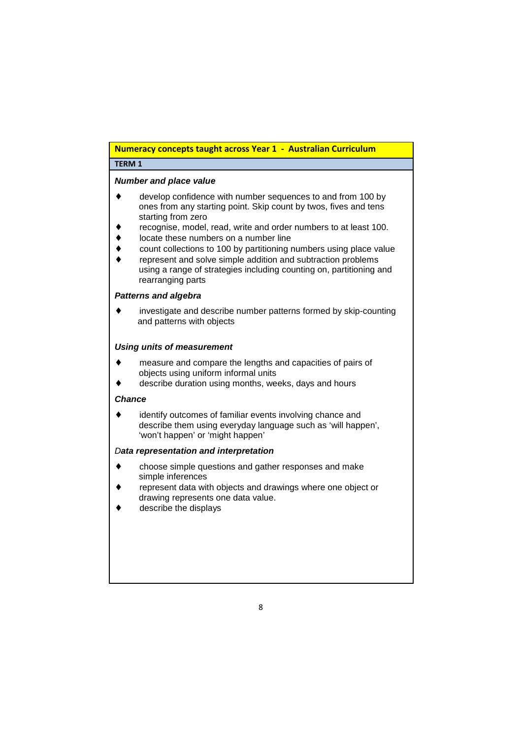## Numeracy concepts taught across Year 1 - Australian Curriculum

### TERM 1

***Number and place value***

- develop confidence with number sequences to and from 100 by ones from any starting point. Skip count by twos, fives and tens starting from zero
- recognise, model, read, write and order numbers to at least 100.
- locate these numbers on a number line
- count collections to 100 by partitioning numbers using place value
- represent and solve simple addition and subtraction problems using a range of strategies including counting on, partitioning and rearranging parts

***Patterns and algebra***

- investigate and describe number patterns formed by skip-counting and patterns with objects

***Using units of measurement***

- measure and compare the lengths and capacities of pairs of objects using uniform informal units
- describe duration using months, weeks, days and hours

***Chance***

- identify outcomes of familiar events involving chance and describe them using everyday language such as 'will happen', 'won't happen' or 'might happen'

*D**ata representation and interpretation***

- choose simple questions and gather responses and make simple inferences
- represent data with objects and drawings where one object or drawing represents one data value.
- describe the displays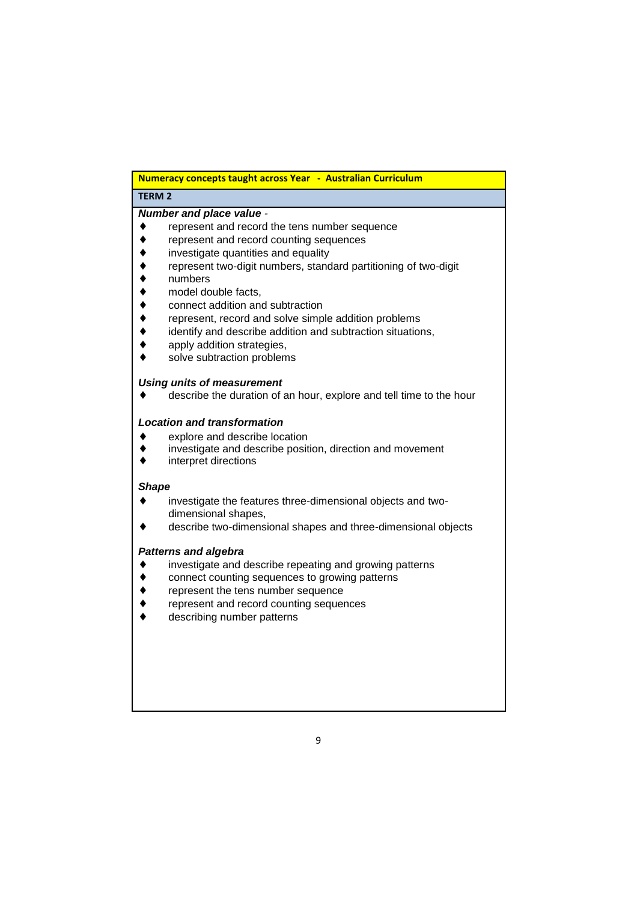**Numeracy concepts taught across Year - Australian Curriculum**

**TERM 2**

***Number and place value*** -

- represent and record the tens number sequence
- represent and record counting sequences
- investigate quantities and equality
- represent two-digit numbers, standard partitioning of two-digit
- numbers
- model double facts,
- connect addition and subtraction
- represent, record and solve simple addition problems
- identify and describe addition and subtraction situations,
- apply addition strategies,
- solve subtraction problems

***Using units of measurement***

- describe the duration of an hour, explore and tell time to the hour

***Location and transformation***

- explore and describe location
- investigate and describe position, direction and movement
- interpret directions

***Shape***

- investigate the features three-dimensional objects and two-dimensional shapes,
- describe two-dimensional shapes and three-dimensional objects

***Patterns and algebra***

- investigate and describe repeating and growing patterns
- connect counting sequences to growing patterns
- represent the tens number sequence
- represent and record counting sequences
- describing number patterns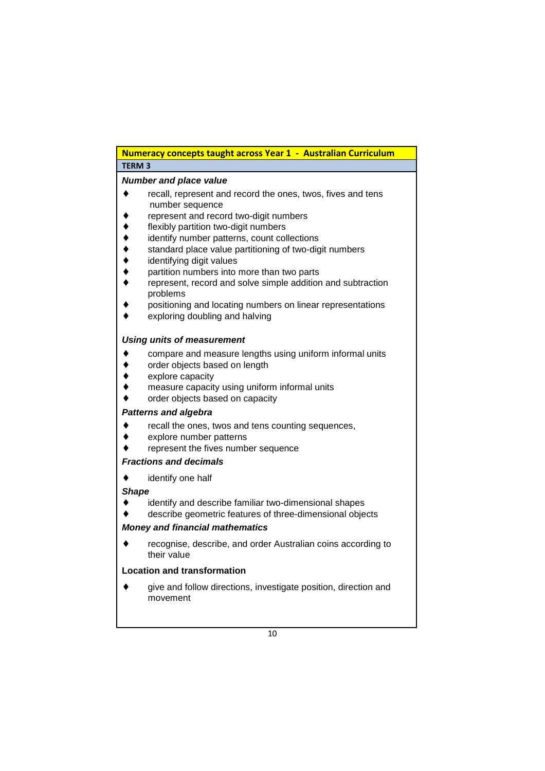## Numeracy concepts taught across Year 1 - Australian Curriculum

### TERM 3

***Number and place value***

- recall, represent and record the ones, twos, fives and tens number sequence
- represent and record two-digit numbers
- flexibly partition two-digit numbers
- identify number patterns, count collections
- standard place value partitioning of two-digit numbers
- identifying digit values
- partition numbers into more than two parts
- represent, record and solve simple addition and subtraction problems
- positioning and locating numbers on linear representations
- exploring doubling and halving

***Using units of measurement***

- compare and measure lengths using uniform informal units
- order objects based on length
- explore capacity
- measure capacity using uniform informal units
- order objects based on capacity

***Patterns and algebra***

- recall the ones, twos and tens counting sequences,
- explore number patterns
- represent the fives number sequence

***Fractions and decimals***

- identify one half

***Shape***

- identify and describe familiar two-dimensional shapes
- describe geometric features of three-dimensional objects

***Money and financial mathematics***

- recognise, describe, and order Australian coins according to their value

**Location and transformation**

- give and follow directions, investigate position, direction and movement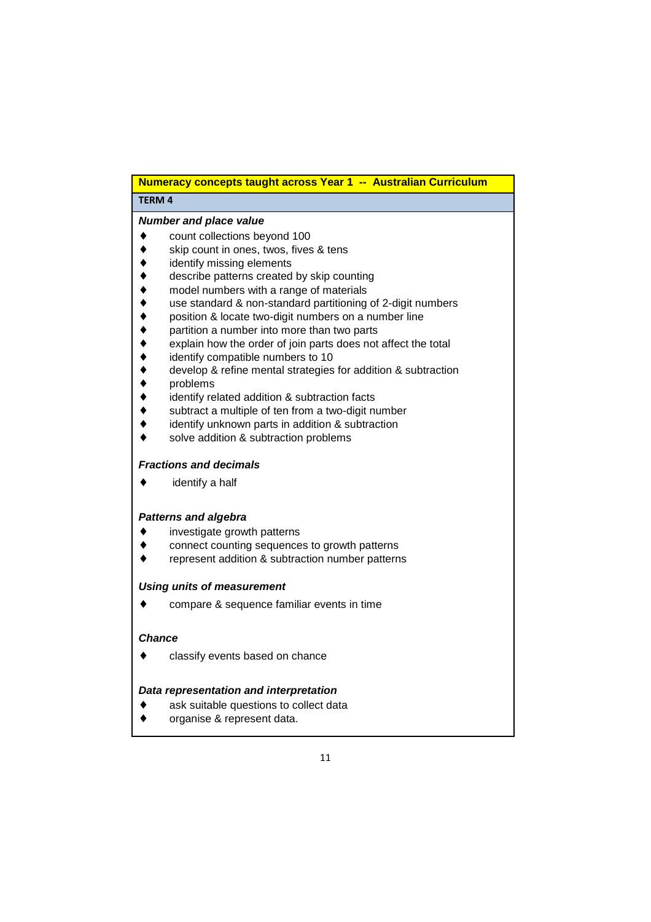## Numeracy concepts taught across Year 1 -- Australian Curriculum

### TERM 4

***Number and place value***

- count collections beyond 100
- skip count in ones, twos, fives & tens
- identify missing elements
- describe patterns created by skip counting
- model numbers with a range of materials
- use standard & non-standard partitioning of 2-digit numbers
- position & locate two-digit numbers on a number line
- partition a number into more than two parts
- explain how the order of join parts does not affect the total
- identify compatible numbers to 10
- develop & refine mental strategies for addition & subtraction
- problems
- identify related addition & subtraction facts
- subtract a multiple of ten from a two-digit number
- identify unknown parts in addition & subtraction
- solve addition & subtraction problems

***Fractions and decimals***

- identify a half

***Patterns and algebra***

- investigate growth patterns
- connect counting sequences to growth patterns
- represent addition & subtraction number patterns

***Using units of measurement***

- compare & sequence familiar events in time

***Chance***

- classify events based on chance

***Data representation and interpretation***

- ask suitable questions to collect data
- organise & represent data.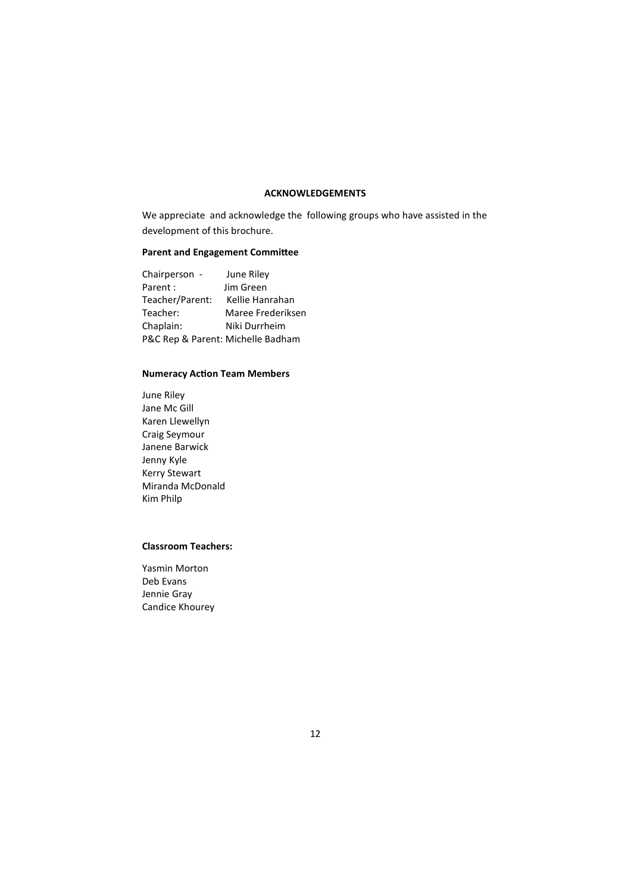## ACKNOWLEDGEMENTS

We appreciate and acknowledge the following groups who have assisted in the development of this brochure.

**Parent and Engagement Committee**

Chairperson - June Riley
Parent : Jim Green
Teacher/Parent: Kellie Hanrahan
Teacher: Maree Frederiksen
Chaplain: Niki Durrheim
P&C Rep & Parent: Michelle Badham

**Numeracy Action Team Members**

June Riley
Jane Mc Gill
Karen Llewellyn
Craig Seymour
Janene Barwick
Jenny Kyle
Kerry Stewart
Miranda McDonald
Kim Philp

**Classroom Teachers:**

Yasmin Morton
Deb Evans
Jennie Gray
Candice Khourey